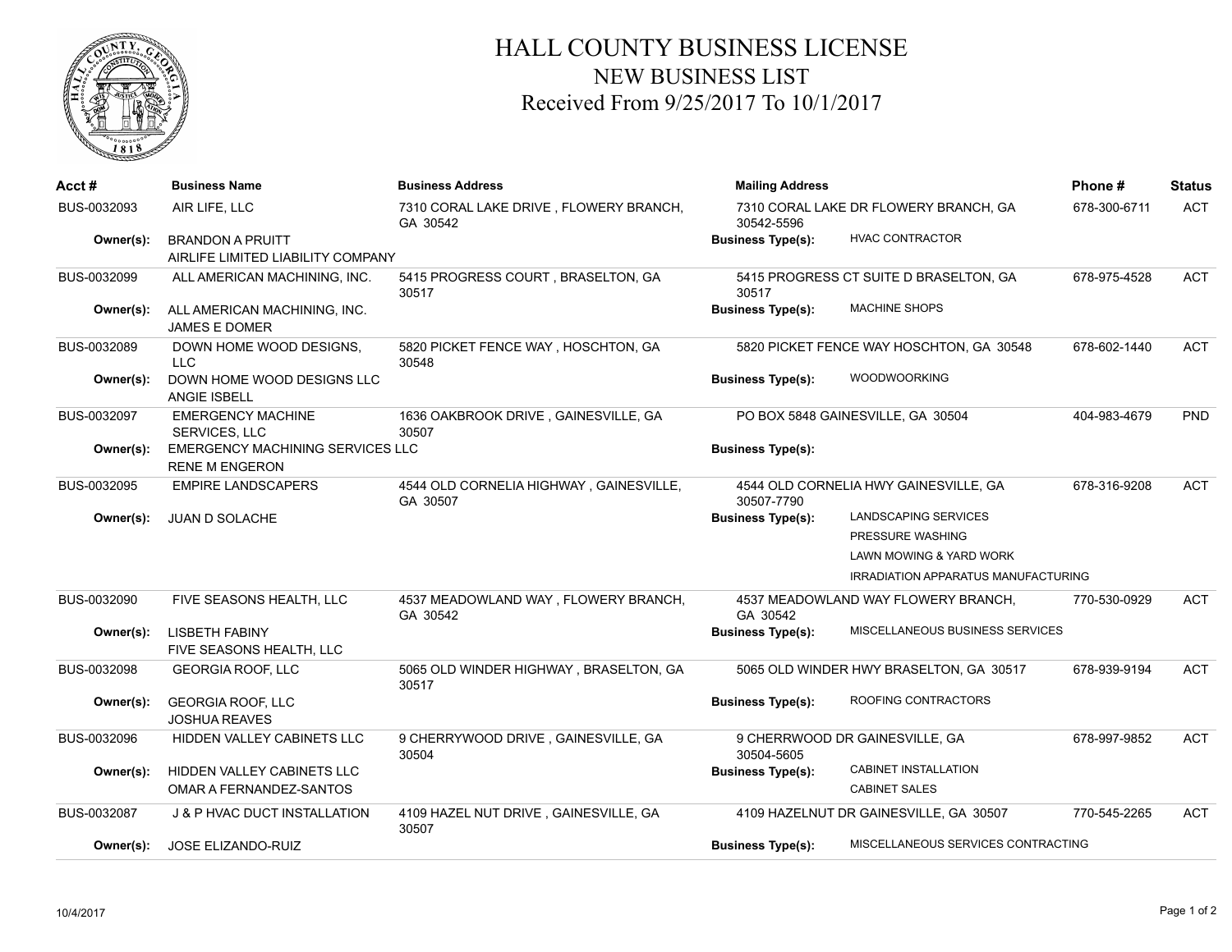# HALL COUNTY BUSINESS LICENSE
## NEW BUSINESS LIST
### Received From 9/25/2017 To 10/1/2017

| Acct # | Business Name | Business Address | Mailing Address | | Phone # | Status |
|---|---|---|---|---|---|---|
| BUS-0032093 | AIR LIFE, LLC | 7310 CORAL LAKE DRIVE , FLOWERY BRANCH, GA 30542 | 7310 CORAL LAKE DR FLOWERY BRANCH, GA 30542-5596 | | 678-300-6711 | ACT |
| **Owner(s):** | BRANDON A PRUITT<br>AIRLIFE LIMITED LIABILITY COMPANY | | **Business Type(s):** | HVAC CONTRACTOR | | |
| BUS-0032099 | ALL AMERICAN MACHINING, INC. | 5415 PROGRESS COURT , BRASELTON, GA 30517 | 5415 PROGRESS CT SUITE D BRASELTON, GA 30517 | | 678-975-4528 | ACT |
| **Owner(s):** | ALL AMERICAN MACHINING, INC.<br>JAMES E DOMER | | **Business Type(s):** | MACHINE SHOPS | | |
| BUS-0032089 | DOWN HOME WOOD DESIGNS, LLC | 5820 PICKET FENCE WAY , HOSCHTON, GA 30548 | 5820 PICKET FENCE WAY HOSCHTON, GA 30548 | | 678-602-1440 | ACT |
| **Owner(s):** | DOWN HOME WOOD DESIGNS LLC<br>ANGIE ISBELL | | **Business Type(s):** | WOODWOORKING | | |
| BUS-0032097 | EMERGENCY MACHINE SERVICES, LLC | 1636 OAKBROOK DRIVE , GAINESVILLE, GA 30507 | PO BOX 5848 GAINESVILLE, GA 30504 | | 404-983-4679 | PND |
| **Owner(s):** | EMERGENCY MACHINING SERVICES LLC<br>RENE M ENGERON | | **Business Type(s):** | | | |
| BUS-0032095 | EMPIRE LANDSCAPERS | 4544 OLD CORNELIA HIGHWAY , GAINESVILLE, GA 30507 | 4544 OLD CORNELIA HWY GAINESVILLE, GA 30507-7790 | | 678-316-9208 | ACT |
| **Owner(s):** | JUAN D SOLACHE | | **Business Type(s):** | LANDSCAPING SERVICES<br>PRESSURE WASHING<br>LAWN MOWING & YARD WORK<br>IRRADIATION APPARATUS MANUFACTURING | | |
| BUS-0032090 | FIVE SEASONS HEALTH, LLC | 4537 MEADOWLAND WAY , FLOWERY BRANCH, GA 30542 | 4537 MEADOWLAND WAY FLOWERY BRANCH, GA 30542 | | 770-530-0929 | ACT |
| **Owner(s):** | LISBETH FABINY<br>FIVE SEASONS HEALTH, LLC | | **Business Type(s):** | MISCELLANEOUS BUSINESS SERVICES | | |
| BUS-0032098 | GEORGIA ROOF, LLC | 5065 OLD WINDER HIGHWAY , BRASELTON, GA 30517 | 5065 OLD WINDER HWY BRASELTON, GA 30517 | | 678-939-9194 | ACT |
| **Owner(s):** | GEORGIA ROOF, LLC<br>JOSHUA REAVES | | **Business Type(s):** | ROOFING CONTRACTORS | | |
| BUS-0032096 | HIDDEN VALLEY CABINETS LLC | 9 CHERRYWOOD DRIVE , GAINESVILLE, GA 30504 | 9 CHERRWOOD DR GAINESVILLE, GA 30504-5605 | | 678-997-9852 | ACT |
| **Owner(s):** | HIDDEN VALLEY CABINETS LLC<br>OMAR A FERNANDEZ-SANTOS | | **Business Type(s):** | CABINET INSTALLATION<br>CABINET SALES | | |
| BUS-0032087 | J & P HVAC DUCT INSTALLATION | 4109 HAZEL NUT DRIVE , GAINESVILLE, GA 30507 | 4109 HAZELNUT DR GAINESVILLE, GA 30507 | | 770-545-2265 | ACT |
| **Owner(s):** | JOSE ELIZANDO-RUIZ | | **Business Type(s):** | MISCELLANEOUS SERVICES CONTRACTING | | |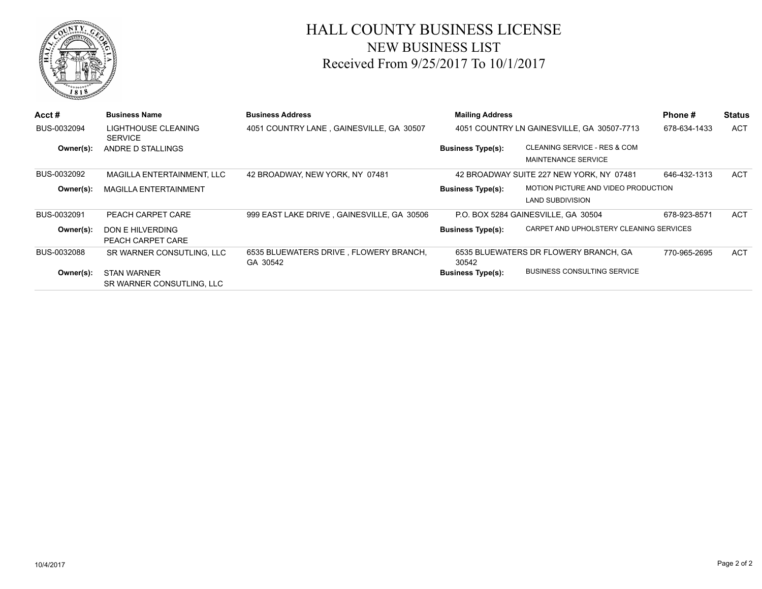# HALL COUNTY BUSINESS LICENSE
## NEW BUSINESS LIST
## Received From 9/25/2017 To 10/1/2017

| Acct # | Business Name | Business Address | Mailing Address | | Phone # | Status |
|---|---|---|---|---|---|---|
| BUS-0032094 | LIGHTHOUSE CLEANING SERVICE | 4051 COUNTRY LANE , GAINESVILLE, GA 30507 | 4051 COUNTRY LN GAINESVILLE, GA 30507-7713 | | 678-634-1433 | ACT |
| **Owner(s):** | ANDRE D STALLINGS | | **Business Type(s):** | CLEANING SERVICE - RES & COM<br>MAINTENANCE SERVICE | | |
| BUS-0032092 | MAGILLA ENTERTAINMENT, LLC | 42 BROADWAY, NEW YORK, NY 07481 | 42 BROADWAY SUITE 227 NEW YORK, NY 07481 | | 646-432-1313 | ACT |
| **Owner(s):** | MAGILLA ENTERTAINMENT | | **Business Type(s):** | MOTION PICTURE AND VIDEO PRODUCTION<br>LAND SUBDIVISION | | |
| BUS-0032091 | PEACH CARPET CARE | 999 EAST LAKE DRIVE , GAINESVILLE, GA 30506 | P.O. BOX 5284 GAINESVILLE, GA 30504 | | 678-923-8571 | ACT |
| **Owner(s):** | DON E HILVERDING<br>PEACH CARPET CARE | | **Business Type(s):** | CARPET AND UPHOLSTERY CLEANING SERVICES | | |
| BUS-0032088 | SR WARNER CONSUTLING, LLC | 6535 BLUEWATERS DRIVE , FLOWERY BRANCH, GA 30542 | 6535 BLUEWATERS DR FLOWERY BRANCH, GA 30542 | | 770-965-2695 | ACT |
| **Owner(s):** | STAN WARNER<br>SR WARNER CONSUTLING, LLC | | **Business Type(s):** | BUSINESS CONSULTING SERVICE | | |

10/4/2017